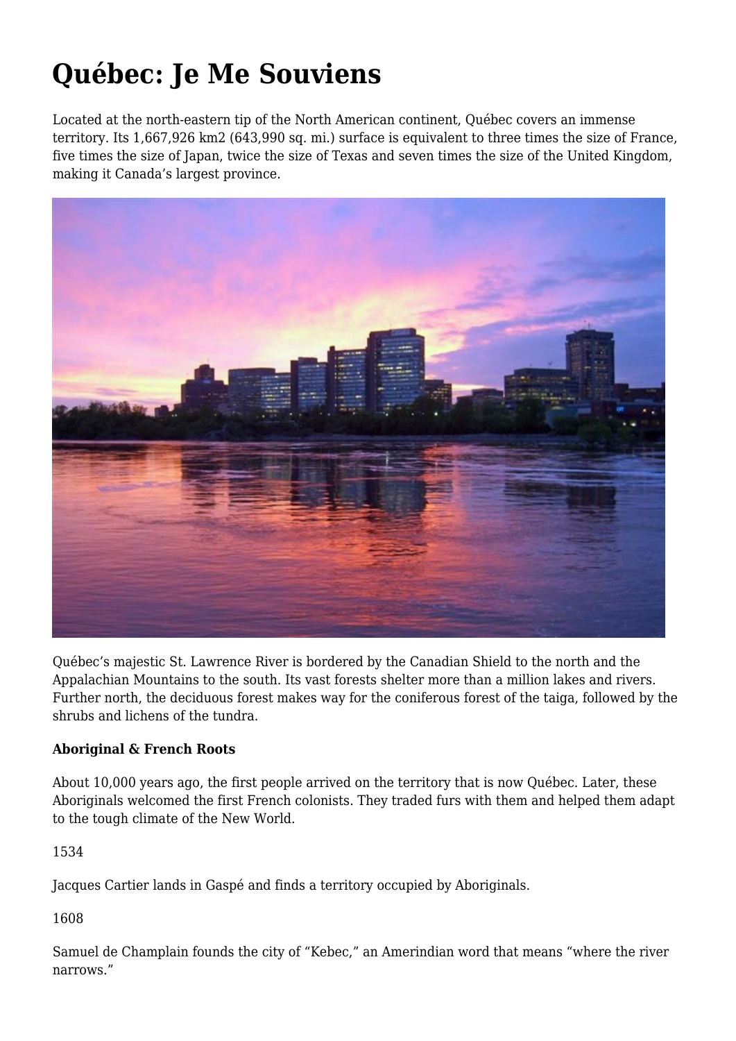# Québec: Je Me Souviens

Located at the north-eastern tip of the North American continent, Québec covers an immense territory. Its 1,667,926 km2 (643,990 sq. mi.) surface is equivalent to three times the size of France, five times the size of Japan, twice the size of Texas and seven times the size of the United Kingdom, making it Canada's largest province.

Québec's majestic St. Lawrence River is bordered by the Canadian Shield to the north and the Appalachian Mountains to the south. Its vast forests shelter more than a million lakes and rivers. Further north, the deciduous forest makes way for the coniferous forest of the taiga, followed by the shrubs and lichens of the tundra.

**Aboriginal & French Roots**

About 10,000 years ago, the first people arrived on the territory that is now Québec. Later, these Aboriginals welcomed the first French colonists. They traded furs with them and helped them adapt to the tough climate of the New World.

1534

Jacques Cartier lands in Gaspé and finds a territory occupied by Aboriginals.

1608

Samuel de Champlain founds the city of "Kebec," an Amerindian word that means "where the river narrows."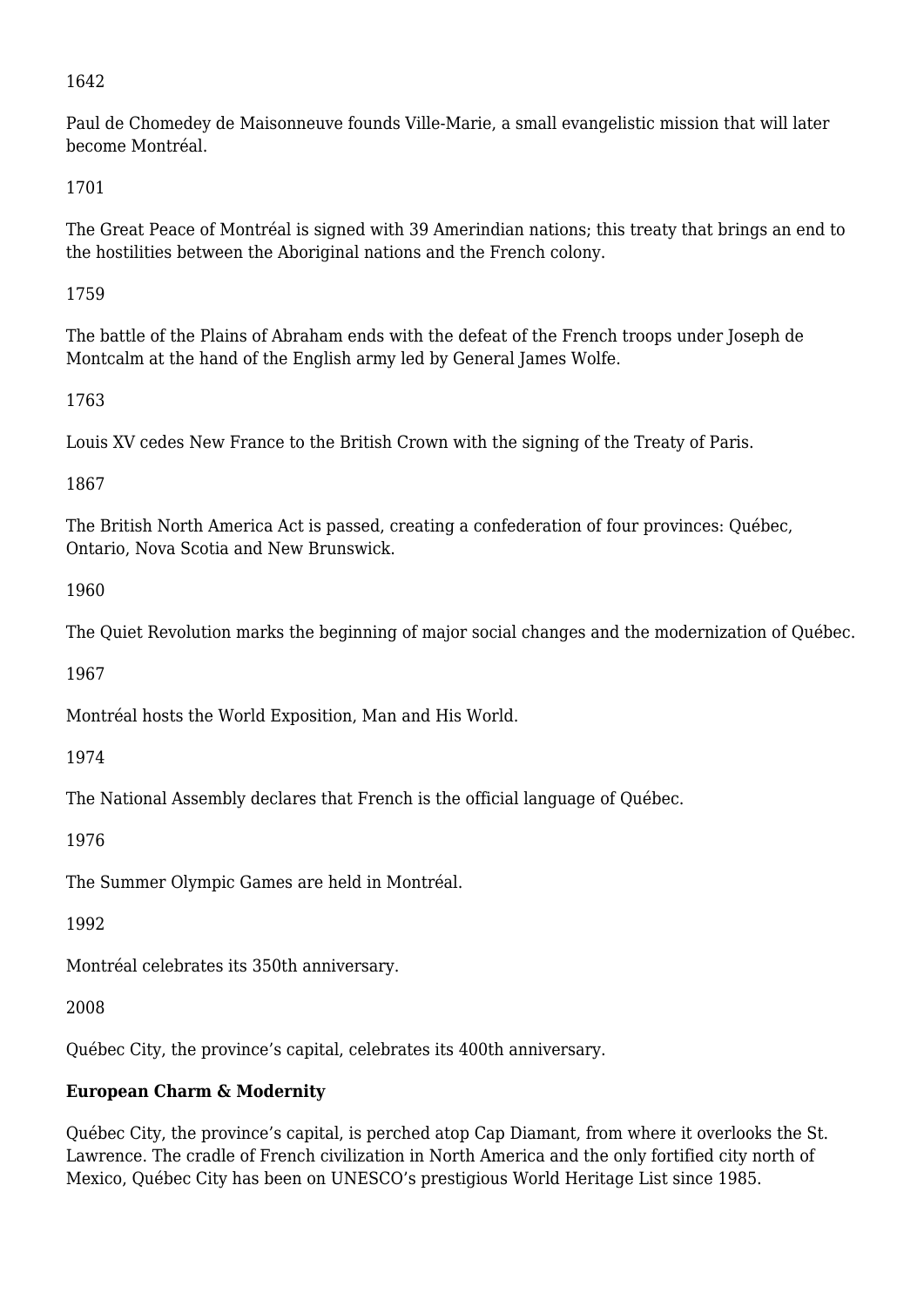1642

Paul de Chomedey de Maisonneuve founds Ville-Marie, a small evangelistic mission that will later become Montréal.

1701

The Great Peace of Montréal is signed with 39 Amerindian nations; this treaty that brings an end to the hostilities between the Aboriginal nations and the French colony.

1759

The battle of the Plains of Abraham ends with the defeat of the French troops under Joseph de Montcalm at the hand of the English army led by General James Wolfe.

1763

Louis XV cedes New France to the British Crown with the signing of the Treaty of Paris.

1867

The British North America Act is passed, creating a confederation of four provinces: Québec, Ontario, Nova Scotia and New Brunswick.

1960

The Quiet Revolution marks the beginning of major social changes and the modernization of Québec.

1967

Montréal hosts the World Exposition, Man and His World.

1974

The National Assembly declares that French is the official language of Québec.

1976

The Summer Olympic Games are held in Montréal.

1992

Montréal celebrates its 350th anniversary.

2008

Québec City, the province's capital, celebrates its 400th anniversary.

**European Charm & Modernity**

Québec City, the province's capital, is perched atop Cap Diamant, from where it overlooks the St. Lawrence. The cradle of French civilization in North America and the only fortified city north of Mexico, Québec City has been on UNESCO's prestigious World Heritage List since 1985.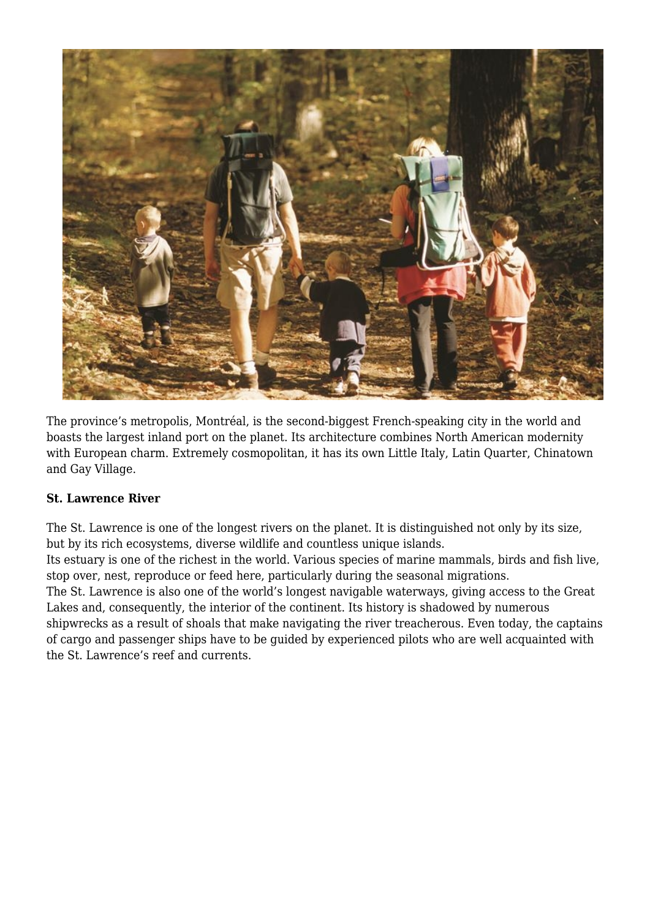The province's metropolis, Montréal, is the second-biggest French-speaking city in the world and boasts the largest inland port on the planet. Its architecture combines North American modernity with European charm. Extremely cosmopolitan, it has its own Little Italy, Latin Quarter, Chinatown and Gay Village.

**St. Lawrence River**

The St. Lawrence is one of the longest rivers on the planet. It is distinguished not only by its size, but by its rich ecosystems, diverse wildlife and countless unique islands.

Its estuary is one of the richest in the world. Various species of marine mammals, birds and fish live, stop over, nest, reproduce or feed here, particularly during the seasonal migrations.

The St. Lawrence is also one of the world's longest navigable waterways, giving access to the Great Lakes and, consequently, the interior of the continent. Its history is shadowed by numerous shipwrecks as a result of shoals that make navigating the river treacherous. Even today, the captains of cargo and passenger ships have to be guided by experienced pilots who are well acquainted with the St. Lawrence's reef and currents.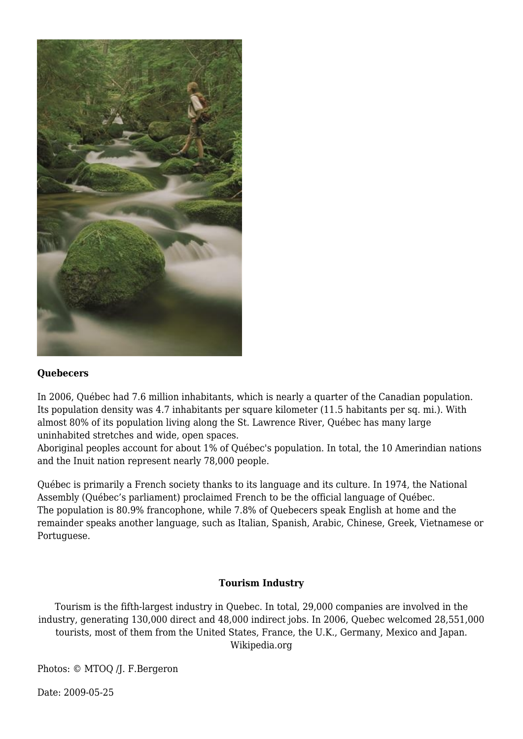**Quebecers**

In 2006, Québec had 7.6 million inhabitants, which is nearly a quarter of the Canadian population. Its population density was 4.7 inhabitants per square kilometer (11.5 habitants per sq. mi.). With almost 80% of its population living along the St. Lawrence River, Québec has many large uninhabited stretches and wide, open spaces.
Aboriginal peoples account for about 1% of Québec's population. In total, the 10 Amerindian nations and the Inuit nation represent nearly 78,000 people.

Québec is primarily a French society thanks to its language and its culture. In 1974, the National Assembly (Québec's parliament) proclaimed French to be the official language of Québec.
The population is 80.9% francophone, while 7.8% of Quebecers speak English at home and the remainder speaks another language, such as Italian, Spanish, Arabic, Chinese, Greek, Vietnamese or Portuguese.

**Tourism Industry**

Tourism is the fifth-largest industry in Quebec. In total, 29,000 companies are involved in the industry, generating 130,000 direct and 48,000 indirect jobs. In 2006, Quebec welcomed 28,551,000 tourists, most of them from the United States, France, the U.K., Germany, Mexico and Japan.
Wikipedia.org

Photos: © MTOQ /J. F.Bergeron

Date: 2009-05-25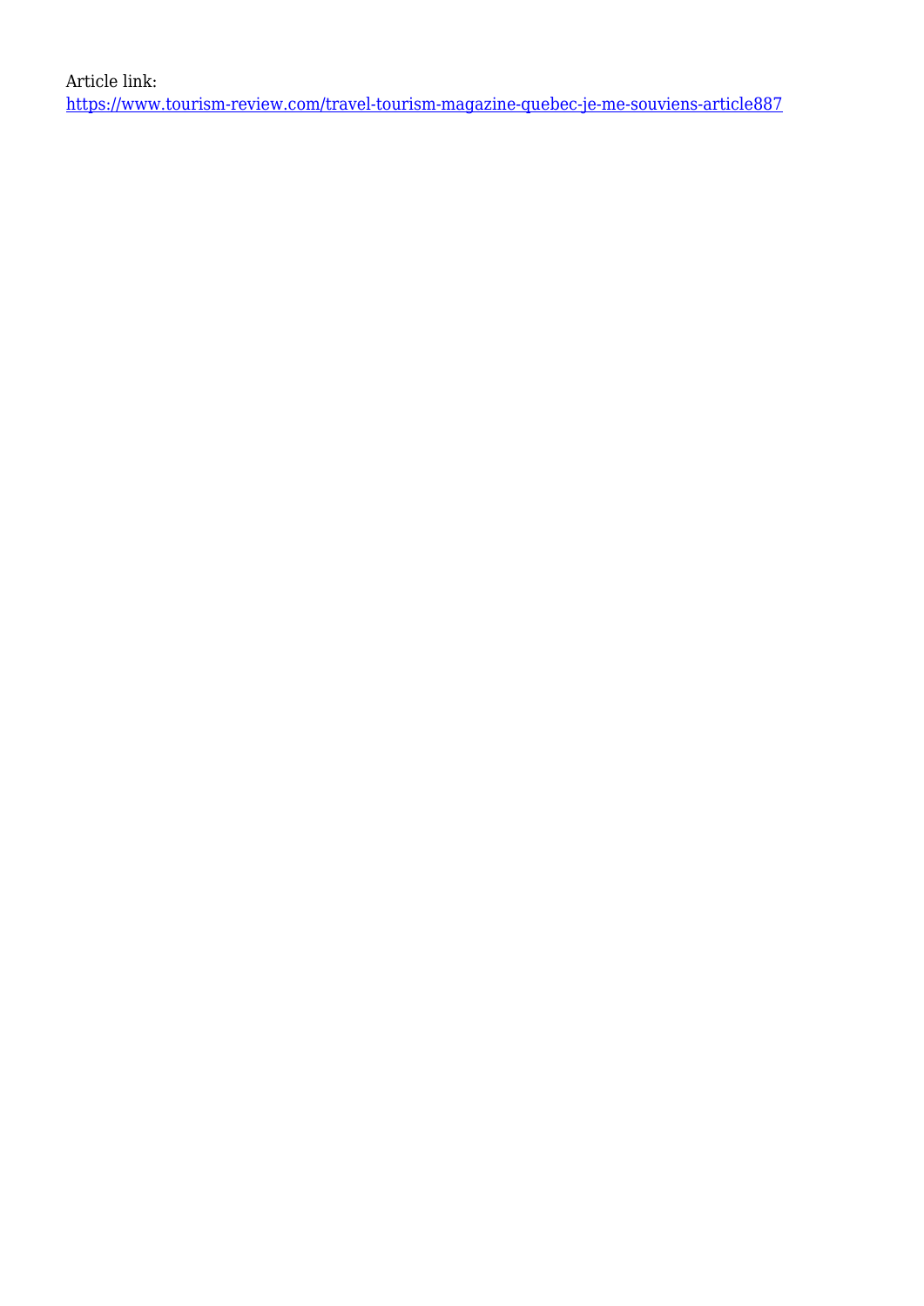Article link:
https://www.tourism-review.com/travel-tourism-magazine-quebec-je-me-souviens-article887